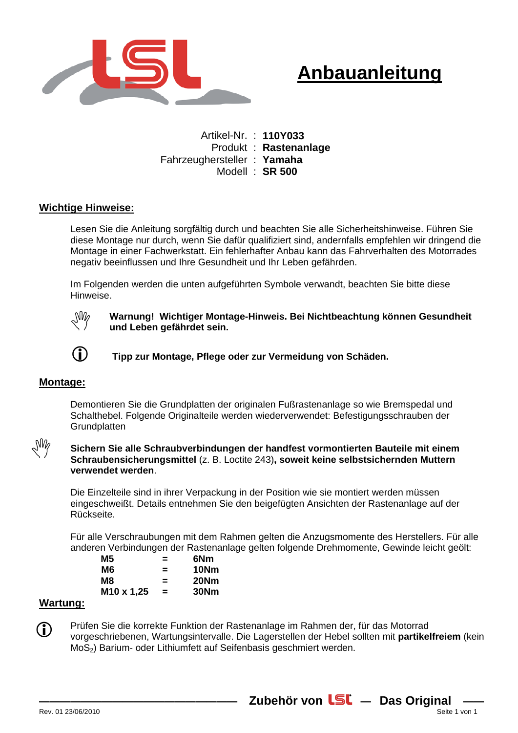# Anbauanleitung

| | | |
|---|---|---|
| Artikel-Nr. | : | **110Y033** |
| Produkt | : | **Rastenanlage** |
| Fahrzeughersteller | : | **Yamaha** |
| Modell | : | **SR 500** |

## Wichtige Hinweise:

Lesen Sie die Anleitung sorgfältig durch und beachten Sie alle Sicherheitshinweise. Führen Sie diese Montage nur durch, wenn Sie dafür qualifiziert sind, andernfalls empfehlen wir dringend die Montage in einer Fachwerkstatt. Ein fehlerhafter Anbau kann das Fahrverhalten des Motorrades negativ beeinflussen und Ihre Gesundheit und Ihr Leben gefährden.

Im Folgenden werden die unten aufgeführten Symbole verwandt, beachten Sie bitte diese Hinweise.

**Warnung! Wichtiger Montage-Hinweis. Bei Nichtbeachtung können Gesundheit und Leben gefährdet sein.**

**Tipp zur Montage, Pflege oder zur Vermeidung von Schäden.**

## Montage:

Demontieren Sie die Grundplatten der originalen Fußrastenanlage so wie Bremspedal und Schalthebel. Folgende Originalteile werden wiederverwendet: Befestigungsschrauben der Grundplatten

**Sichern Sie alle Schraubverbindungen der handfest vormontierten Bauteile mit einem Schraubensicherungsmittel** (z. B. Loctite 243)**, soweit keine selbstsichernden Muttern verwendet werden**.

Die Einzelteile sind in ihrer Verpackung in der Position wie sie montiert werden müssen eingeschweißt. Details entnehmen Sie den beigefügten Ansichten der Rastenanlage auf der Rückseite.

Für alle Verschraubungen mit dem Rahmen gelten die Anzugsmomente des Herstellers. Für alle anderen Verbindungen der Rastenanlage gelten folgende Drehmomente, Gewinde leicht geölt:

| | | |
|---|---|---|
| **M5** | **=** | **6Nm** |
| **M6** | **=** | **10Nm** |
| **M8** | **=** | **20Nm** |
| **M10 x 1,25** | **=** | **30Nm** |

## Wartung:

Prüfen Sie die korrekte Funktion der Rastenanlage im Rahmen der, für das Motorrad vorgeschriebenen, Wartungsintervalle. Die Lagerstellen der Hebel sollten mit **partikelfreiem** (kein $MoS_2$) Barium- oder Lithiumfett auf Seifenbasis geschmiert werden.

**Zubehör von LSL — Das Original**

Rev. 01 23/06/2010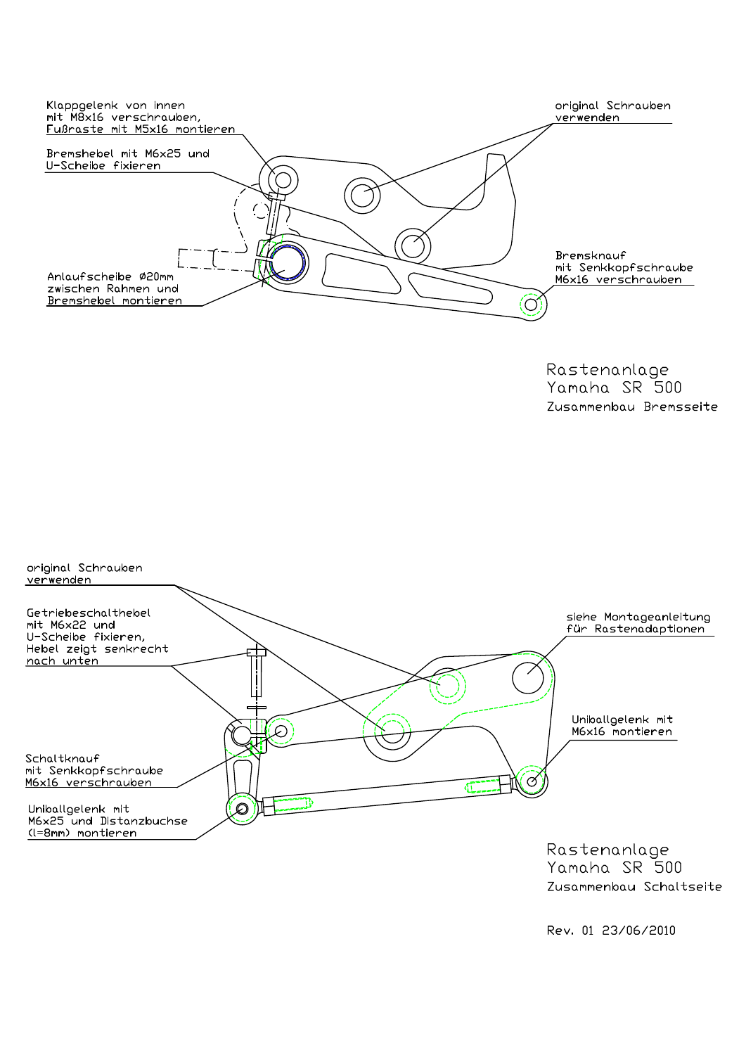Klappgelenk von innen
mit M8x16 verschrauben,
Fußraste mit M5x16 montieren

Bremshebel mit M6x25 und
U-Scheibe fixieren

original Schrauben
verwenden

Anlaufscheibe Ø20mm
zwischen Rahmen und
Bremshebel montieren

Bremsknauf
mit Senkkopfschraube
M6x16 verschrauben

Rastenanlage
Yamaha SR 500
Zusammenbau Bremsseite

original Schrauben
verwenden

Getriebeschalthebel
mit M6x22 und
U-Scheibe fixieren,
Hebel zeigt senkrecht
nach unten

siehe Montageanleitung
für Rastenadaptionen

Uniballgelenk mit
M6x16 montieren

Schaltknauf
mit Senkkopfschraube
M6x16 verschrauben

Uniballgelenk mit
M6x25 und Distanzbuchse
(l=8mm) montieren

Rastenanlage
Yamaha SR 500
Zusammenbau Schaltseite

Rev. 01 23/06/2010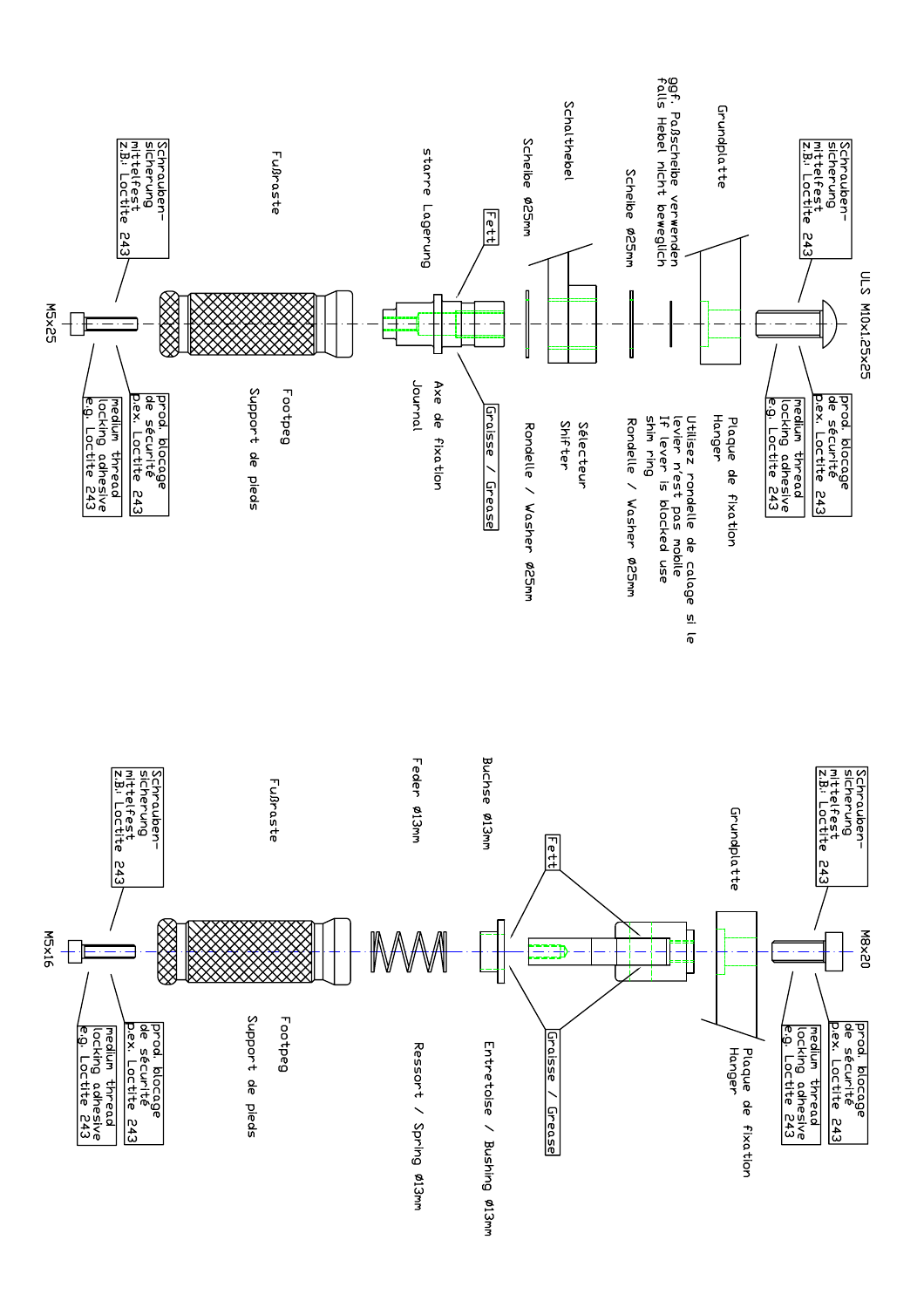## ULS M10x1.25x25

| Deutsch | Français / English |
|---|---|
| Schraubensicherung mittelfest z.B.: Loctite 243 | prod. blocage de sécurité p.ex. Loctite 243 / medium thread locking adhesive e.g. Loctite 243 |
| Grundplatte | Plaque de fixation / Hanger |
| ggf. Paßscheibe verwenden falls Hebel nicht beweglich | Utilisez rondelle de calage si le levier n'est pas mobile / If lever is blocked use shim ring |
| Scheibe Ø25mm | Rondelle / Washer Ø25mm |
| Schalthebel | Sélecteur / Shifter |
| Scheibe Ø25mm | Rondelle / Washer Ø25mm |
| starre Lagerung | Axe de fixation / Journal |
| Fett | Graisse / Grease |
| Fußraste | Footpeg / Support de pieds |
| Schraubensicherung mittelfest z.B.: Loctite 243 | prod. blocage de sécurité p.ex. Loctite 243 / medium thread locking adhesive e.g. Loctite 243 |

M5x25

## M8x20

| Deutsch | Français / English |
|---|---|
| Schraubensicherung mittelfest z.B.: Loctite 243 | prod. blocage de sécurité p.ex. Loctite 243 / medium thread locking adhesive e.g. Loctite 243 |
| Grundplatte | Plaque de fixation / Hanger |
| Fett | Graisse / Grease |
| Buchse Ø13mm | Entretoise / Bushing Ø13mm |
| Feder Ø13mm | Ressort / Spring Ø13mm |
| Fußraste | Footpeg / Support de pieds |
| Schraubensicherung mittelfest z.B.: Loctite 243 | prod. blocage de sécurité p.ex. Loctite 243 / medium thread locking adhesive e.g. Loctite 243 |

M5x16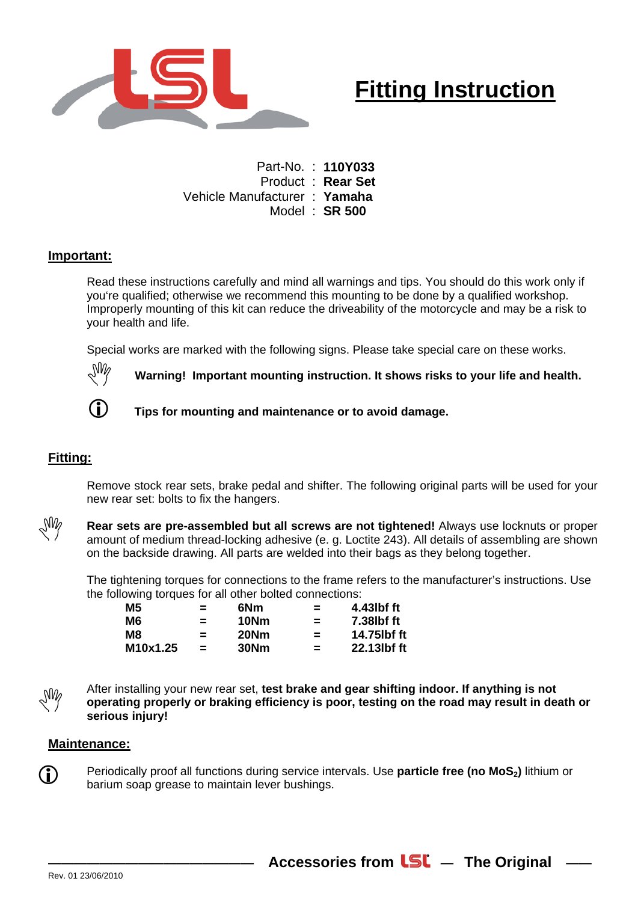# Fitting Instruction

Part-No. : **110Y033**
Product : **Rear Set**
Vehicle Manufacturer : **Yamaha**
Model : **SR 500**

## Important:

Read these instructions carefully and mind all warnings and tips. You should do this work only if you're qualified; otherwise we recommend this mounting to be done by a qualified workshop. Improperly mounting of this kit can reduce the driveability of the motorcycle and may be a risk to your health and life.

Special works are marked with the following signs. Please take special care on these works.

**Warning! Important mounting instruction. It shows risks to your life and health.**

**Tips for mounting and maintenance or to avoid damage.**

## Fitting:

Remove stock rear sets, brake pedal and shifter. The following original parts will be used for your new rear set: bolts to fix the hangers.

**Rear sets are pre-assembled but all screws are not tightened!** Always use locknuts or proper amount of medium thread-locking adhesive (e. g. Loctite 243). All details of assembling are shown on the backside drawing. All parts are welded into their bags as they belong together.

The tightening torques for connections to the frame refers to the manufacturer's instructions. Use the following torques for all other bolted connections:

| | | | | |
|---|---|---|---|---|
| **M5** | = | **6Nm** | = | **4.43lbf ft** |
| **M6** | = | **10Nm** | = | **7.38lbf ft** |
| **M8** | = | **20Nm** | = | **14.75lbf ft** |
| **M10x1.25** | = | **30Nm** | = | **22.13lbf ft** |

After installing your new rear set, **test brake and gear shifting indoor. If anything is not operating properly or braking efficiency is poor, testing on the road may result in death or serious injury!**

## Maintenance:

Periodically proof all functions during service intervals. Use **particle free (no $MoS_2$)** lithium or barium soap grease to maintain lever bushings.

**Accessories from LSL — The Original**

Rev. 01 23/06/2010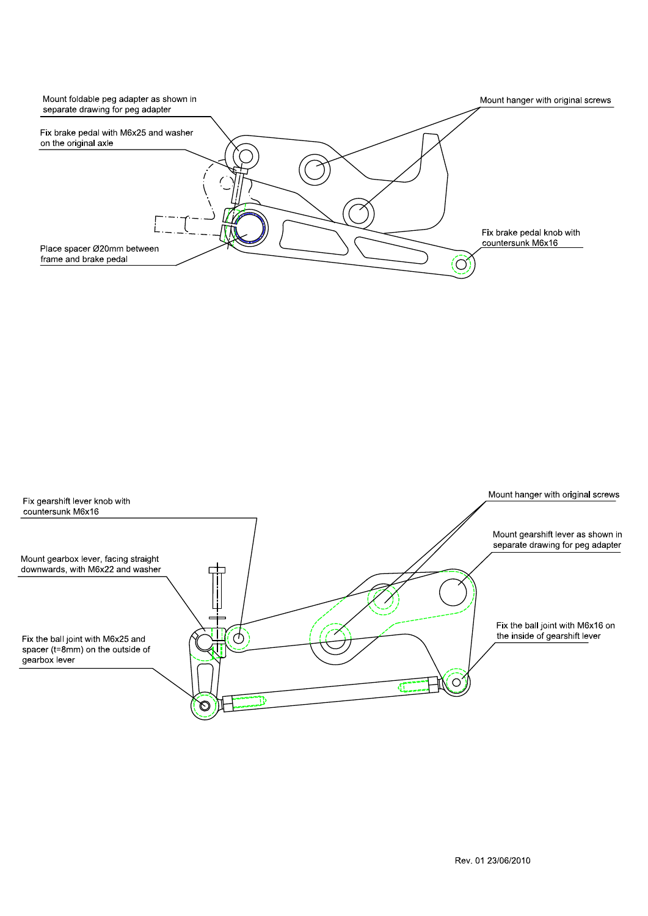Mount foldable peg adapter as shown in separate drawing for peg adapter

Fix brake pedal with M6x25 and washer on the original axle

Mount hanger with original screws

Place spacer Ø20mm between frame and brake pedal

Fix brake pedal knob with countersunk M6x16

Fix gearshift lever knob with countersunk M6x16

Mount hanger with original screws

Mount gearshift lever as shown in separate drawing for peg adapter

Mount gearbox lever, facing straight downwards, with M6x22 and washer

Fix the ball joint with M6x16 on the inside of gearshift lever

Fix the ball joint with M6x25 and spacer (t=8mm) on the outside of gearbox lever

Rev. 01 23/06/2010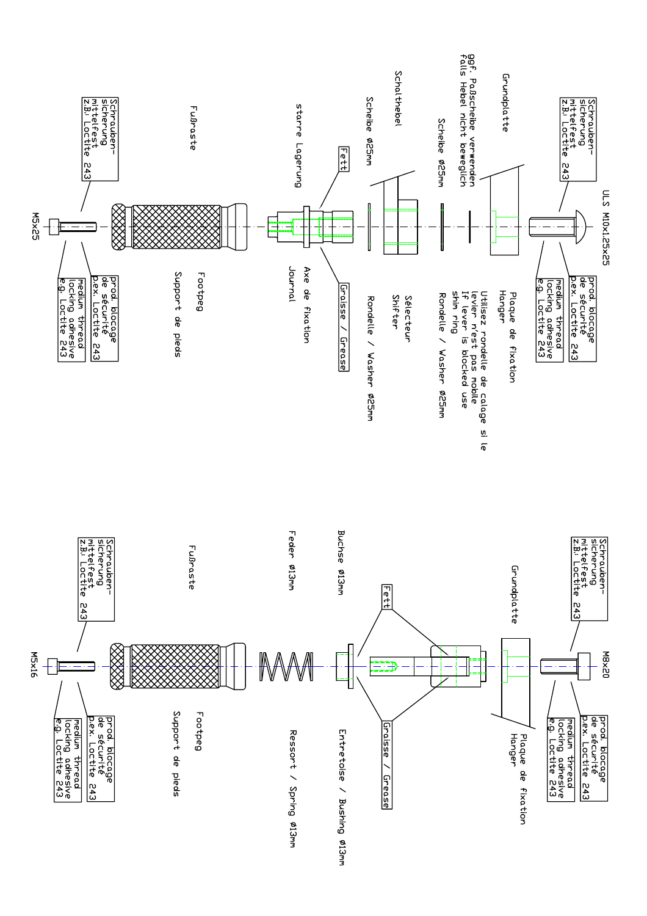ULS M10x1,25x25

Schrauben-
sicherung
mittelfest
z.B.: Loctite 243

prod. blocage
de sécurité
p.ex. Loctite 243

medium thread
locking adhesive
e.g. Loctite 243

Grundplatte

Plaque de fixation
Hanger

ggf. Paßscheibe verwenden
falls Hebel nicht beweglich

Utilisez rondelle de calage si le
levier n'est pas mobile
If lever is blocked use
shim ring

Scheibe Ø25mm

Rondelle / Washer Ø25mm

Schalthebel

Sélecteur
Shifter

Scheibe Ø25mm

Rondelle / Washer Ø25mm

Fett

Graisse / Grease

starre Lagerung

Axe de fixation
Journal

Fußraste

Footpeg
Support de pieds

Schrauben-
sicherung
mittelfest
z.B.: Loctite 243

prod. blocage
de sécurité
p.ex. Loctite 243

medium thread
locking adhesive
e.g. Loctite 243

M5x25

M8x20

Schrauben-
sicherung
mittelfest
z.B.: Loctite 243

prod. blocage
de sécurité
p.ex. Loctite 243

medium thread
locking adhesive
e.g. Loctite 243

Grundplatte

Plaque de fixation
Hanger

Fett

Graisse / Grease

Buchse Ø13mm

Entretoise / Bushing Ø13mm

Feder Ø13mm

Ressort / Spring Ø13mm

Fußraste

Footpeg
Support de pieds

Schrauben-
sicherung
mittelfest
z.B.: Loctite 243

prod. blocage
de sécurité
p.ex. Loctite 243

medium thread
locking adhesive
e.g. Loctite 243

M5x16